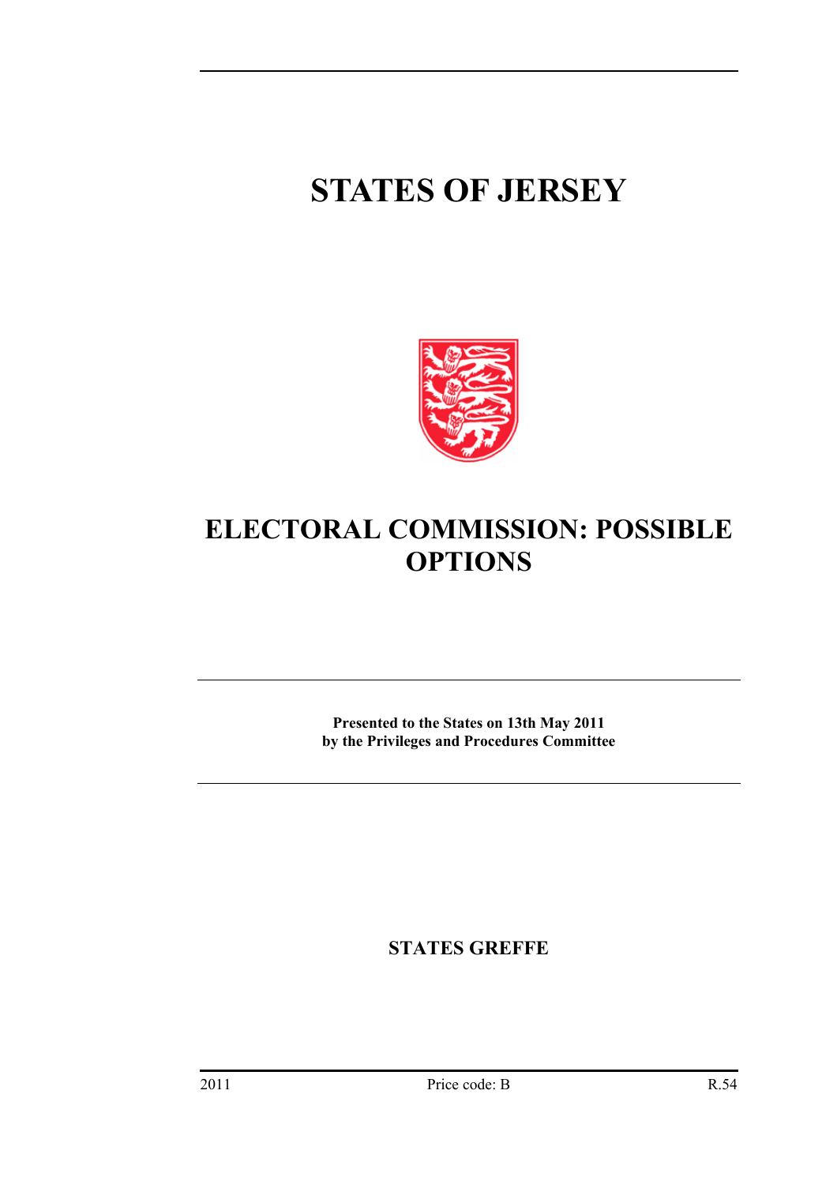# STATES OF JERSEY

# ELECTORAL COMMISSION: POSSIBLE OPTIONS

**Presented to the States on 13th May 2011**
**by the Privileges and Procedures Committee**

**STATES GREFFE**

2011 Price code: B R.54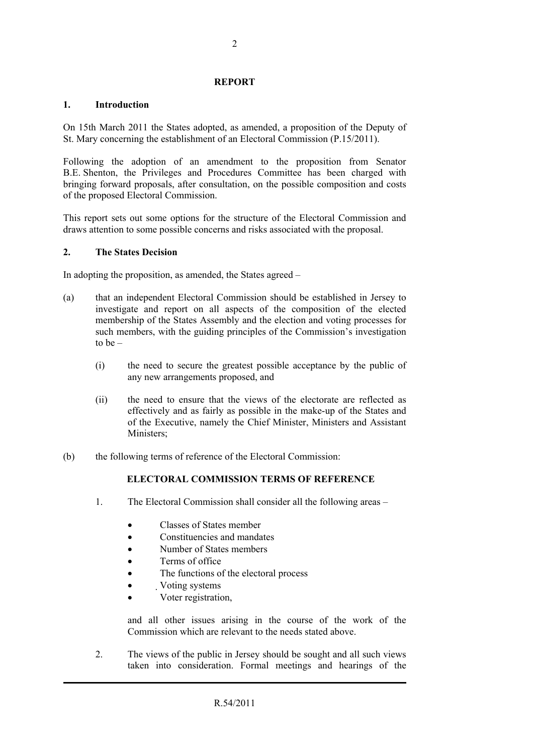## REPORT

### 1. Introduction

On 15th March 2011 the States adopted, as amended, a proposition of the Deputy of St. Mary concerning the establishment of an Electoral Commission (P.15/2011).

Following the adoption of an amendment to the proposition from Senator B.E. Shenton, the Privileges and Procedures Committee has been charged with bringing forward proposals, after consultation, on the possible composition and costs of the proposed Electoral Commission.

This report sets out some options for the structure of the Electoral Commission and draws attention to some possible concerns and risks associated with the proposal.

### 2. The States Decision

In adopting the proposition, as amended, the States agreed –

(a) that an independent Electoral Commission should be established in Jersey to investigate and report on all aspects of the composition of the elected membership of the States Assembly and the election and voting processes for such members, with the guiding principles of the Commission's investigation to be –

  (i) the need to secure the greatest possible acceptance by the public of any new arrangements proposed, and

  (ii) the need to ensure that the views of the electorate are reflected as effectively and as fairly as possible in the make-up of the States and of the Executive, namely the Chief Minister, Ministers and Assistant Ministers;

(b) the following terms of reference of the Electoral Commission:

**ELECTORAL COMMISSION TERMS OF REFERENCE**

1. The Electoral Commission shall consider all the following areas –

   - Classes of States member
   - Constituencies and mandates
   - Number of States members
   - Terms of office
   - The functions of the electoral process
   - Voting systems
   - Voter registration,

   and all other issues arising in the course of the work of the Commission which are relevant to the needs stated above.

2. The views of the public in Jersey should be sought and all such views taken into consideration. Formal meetings and hearings of the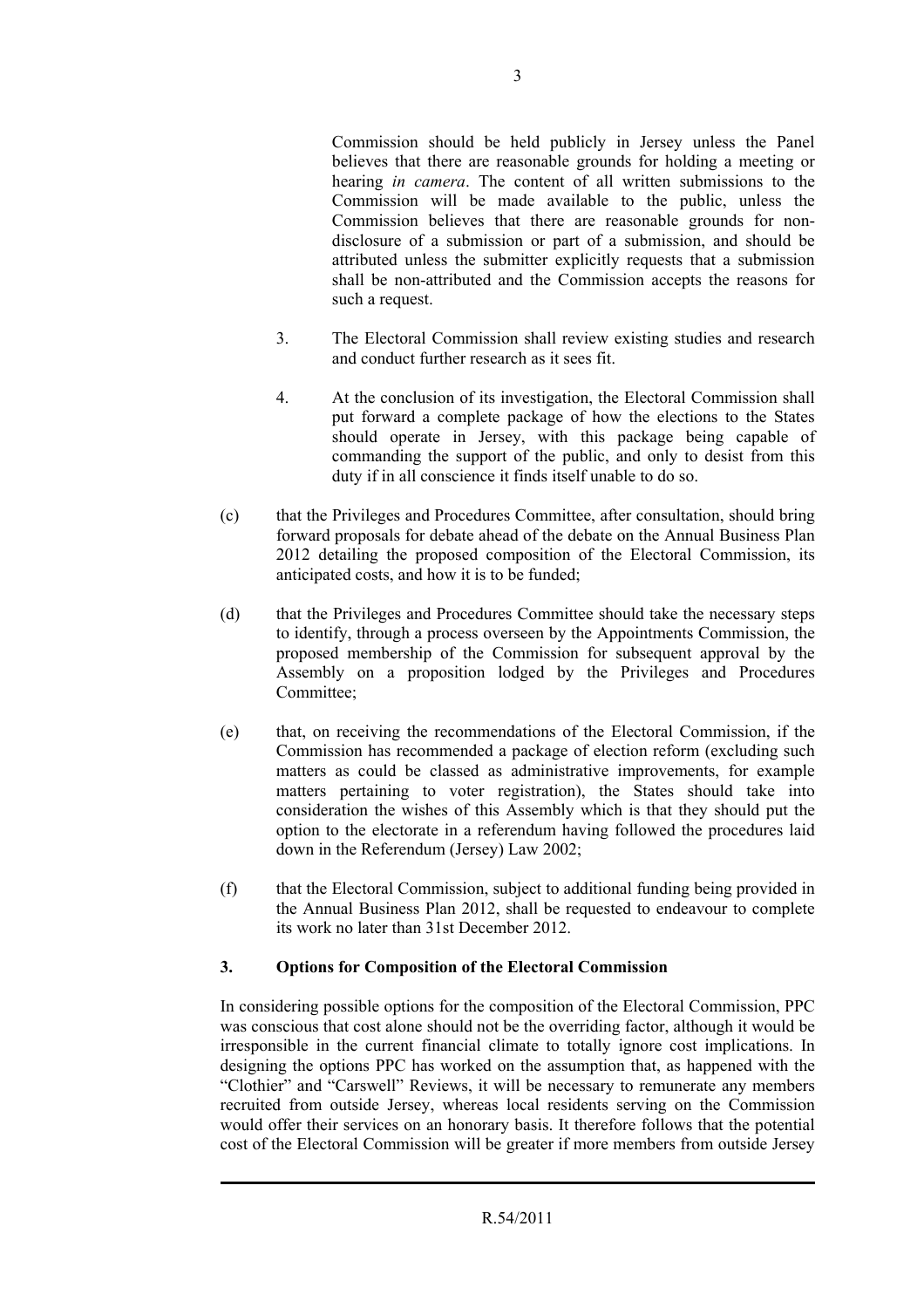Commission should be held publicly in Jersey unless the Panel believes that there are reasonable grounds for holding a meeting or hearing *in camera*. The content of all written submissions to the Commission will be made available to the public, unless the Commission believes that there are reasonable grounds for non-disclosure of a submission or part of a submission, and should be attributed unless the submitter explicitly requests that a submission shall be non-attributed and the Commission accepts the reasons for such a request.

3. The Electoral Commission shall review existing studies and research and conduct further research as it sees fit.

4. At the conclusion of its investigation, the Electoral Commission shall put forward a complete package of how the elections to the States should operate in Jersey, with this package being capable of commanding the support of the public, and only to desist from this duty if in all conscience it finds itself unable to do so.

(c) that the Privileges and Procedures Committee, after consultation, should bring forward proposals for debate ahead of the debate on the Annual Business Plan 2012 detailing the proposed composition of the Electoral Commission, its anticipated costs, and how it is to be funded;

(d) that the Privileges and Procedures Committee should take the necessary steps to identify, through a process overseen by the Appointments Commission, the proposed membership of the Commission for subsequent approval by the Assembly on a proposition lodged by the Privileges and Procedures Committee;

(e) that, on receiving the recommendations of the Electoral Commission, if the Commission has recommended a package of election reform (excluding such matters as could be classed as administrative improvements, for example matters pertaining to voter registration), the States should take into consideration the wishes of this Assembly which is that they should put the option to the electorate in a referendum having followed the procedures laid down in the Referendum (Jersey) Law 2002;

(f) that the Electoral Commission, subject to additional funding being provided in the Annual Business Plan 2012, shall be requested to endeavour to complete its work no later than 31st December 2012.

## 3. Options for Composition of the Electoral Commission

In considering possible options for the composition of the Electoral Commission, PPC was conscious that cost alone should not be the overriding factor, although it would be irresponsible in the current financial climate to totally ignore cost implications. In designing the options PPC has worked on the assumption that, as happened with the "Clothier" and "Carswell" Reviews, it will be necessary to remunerate any members recruited from outside Jersey, whereas local residents serving on the Commission would offer their services on an honorary basis. It therefore follows that the potential cost of the Electoral Commission will be greater if more members from outside Jersey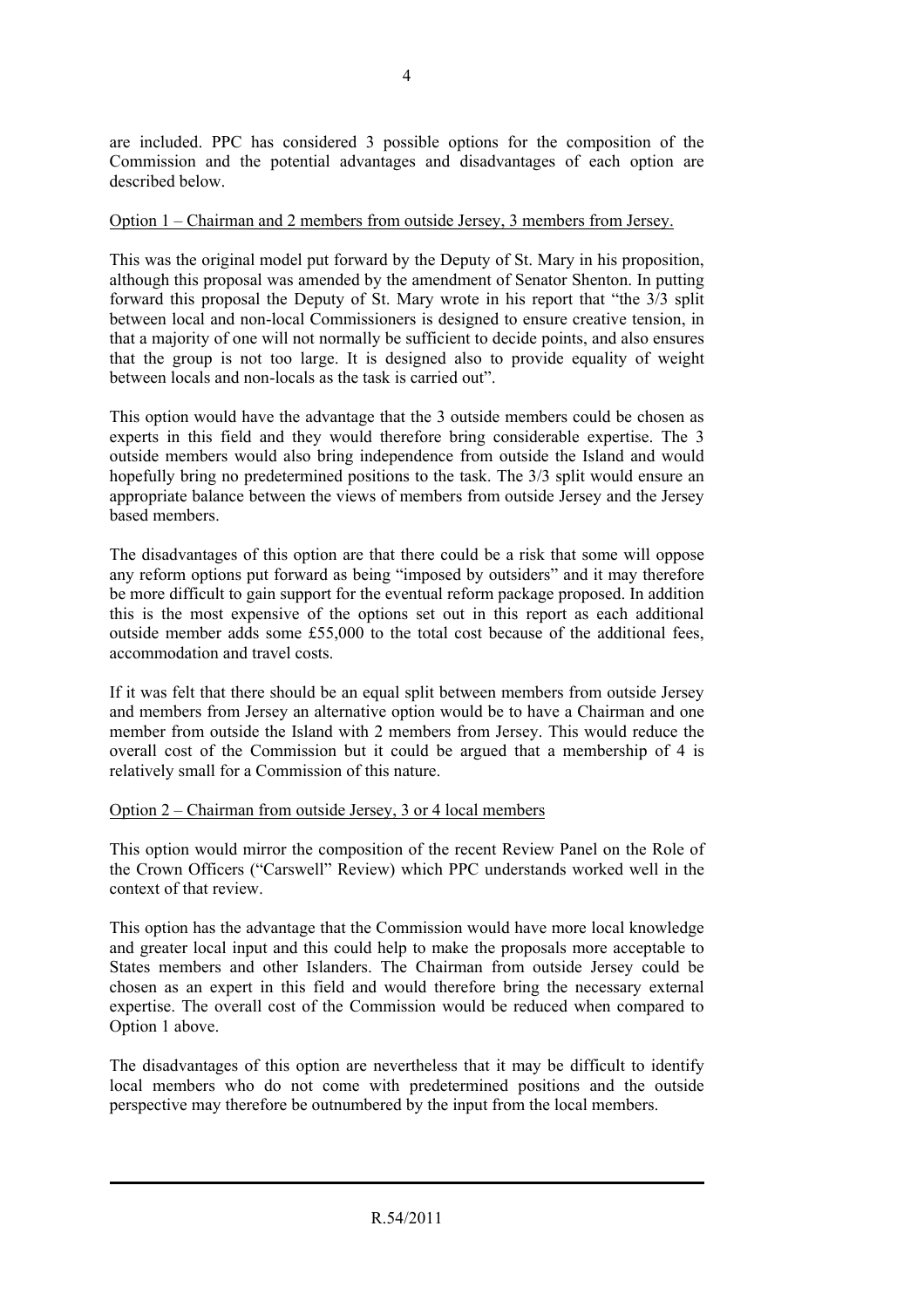are included. PPC has considered 3 possible options for the composition of the Commission and the potential advantages and disadvantages of each option are described below.

Option 1 – Chairman and 2 members from outside Jersey, 3 members from Jersey.

This was the original model put forward by the Deputy of St. Mary in his proposition, although this proposal was amended by the amendment of Senator Shenton. In putting forward this proposal the Deputy of St. Mary wrote in his report that "the 3/3 split between local and non-local Commissioners is designed to ensure creative tension, in that a majority of one will not normally be sufficient to decide points, and also ensures that the group is not too large. It is designed also to provide equality of weight between locals and non-locals as the task is carried out".

This option would have the advantage that the 3 outside members could be chosen as experts in this field and they would therefore bring considerable expertise. The 3 outside members would also bring independence from outside the Island and would hopefully bring no predetermined positions to the task. The 3/3 split would ensure an appropriate balance between the views of members from outside Jersey and the Jersey based members.

The disadvantages of this option are that there could be a risk that some will oppose any reform options put forward as being "imposed by outsiders" and it may therefore be more difficult to gain support for the eventual reform package proposed. In addition this is the most expensive of the options set out in this report as each additional outside member adds some £55,000 to the total cost because of the additional fees, accommodation and travel costs.

If it was felt that there should be an equal split between members from outside Jersey and members from Jersey an alternative option would be to have a Chairman and one member from outside the Island with 2 members from Jersey. This would reduce the overall cost of the Commission but it could be argued that a membership of 4 is relatively small for a Commission of this nature.

Option 2 – Chairman from outside Jersey, 3 or 4 local members

This option would mirror the composition of the recent Review Panel on the Role of the Crown Officers ("Carswell" Review) which PPC understands worked well in the context of that review.

This option has the advantage that the Commission would have more local knowledge and greater local input and this could help to make the proposals more acceptable to States members and other Islanders. The Chairman from outside Jersey could be chosen as an expert in this field and would therefore bring the necessary external expertise. The overall cost of the Commission would be reduced when compared to Option 1 above.

The disadvantages of this option are nevertheless that it may be difficult to identify local members who do not come with predetermined positions and the outside perspective may therefore be outnumbered by the input from the local members.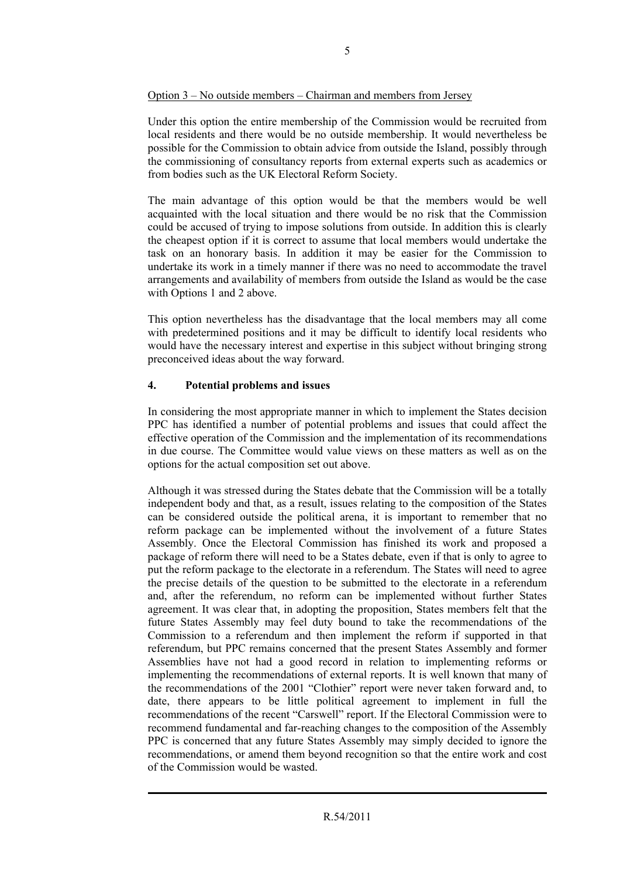Option 3 – No outside members – Chairman and members from Jersey

Under this option the entire membership of the Commission would be recruited from local residents and there would be no outside membership. It would nevertheless be possible for the Commission to obtain advice from outside the Island, possibly through the commissioning of consultancy reports from external experts such as academics or from bodies such as the UK Electoral Reform Society.

The main advantage of this option would be that the members would be well acquainted with the local situation and there would be no risk that the Commission could be accused of trying to impose solutions from outside. In addition this is clearly the cheapest option if it is correct to assume that local members would undertake the task on an honorary basis. In addition it may be easier for the Commission to undertake its work in a timely manner if there was no need to accommodate the travel arrangements and availability of members from outside the Island as would be the case with Options 1 and 2 above.

This option nevertheless has the disadvantage that the local members may all come with predetermined positions and it may be difficult to identify local residents who would have the necessary interest and expertise in this subject without bringing strong preconceived ideas about the way forward.

## 4. Potential problems and issues

In considering the most appropriate manner in which to implement the States decision PPC has identified a number of potential problems and issues that could affect the effective operation of the Commission and the implementation of its recommendations in due course. The Committee would value views on these matters as well as on the options for the actual composition set out above.

Although it was stressed during the States debate that the Commission will be a totally independent body and that, as a result, issues relating to the composition of the States can be considered outside the political arena, it is important to remember that no reform package can be implemented without the involvement of a future States Assembly. Once the Electoral Commission has finished its work and proposed a package of reform there will need to be a States debate, even if that is only to agree to put the reform package to the electorate in a referendum. The States will need to agree the precise details of the question to be submitted to the electorate in a referendum and, after the referendum, no reform can be implemented without further States agreement. It was clear that, in adopting the proposition, States members felt that the future States Assembly may feel duty bound to take the recommendations of the Commission to a referendum and then implement the reform if supported in that referendum, but PPC remains concerned that the present States Assembly and former Assemblies have not had a good record in relation to implementing reforms or implementing the recommendations of external reports. It is well known that many of the recommendations of the 2001 "Clothier" report were never taken forward and, to date, there appears to be little political agreement to implement in full the recommendations of the recent "Carswell" report. If the Electoral Commission were to recommend fundamental and far-reaching changes to the composition of the Assembly PPC is concerned that any future States Assembly may simply decided to ignore the recommendations, or amend them beyond recognition so that the entire work and cost of the Commission would be wasted.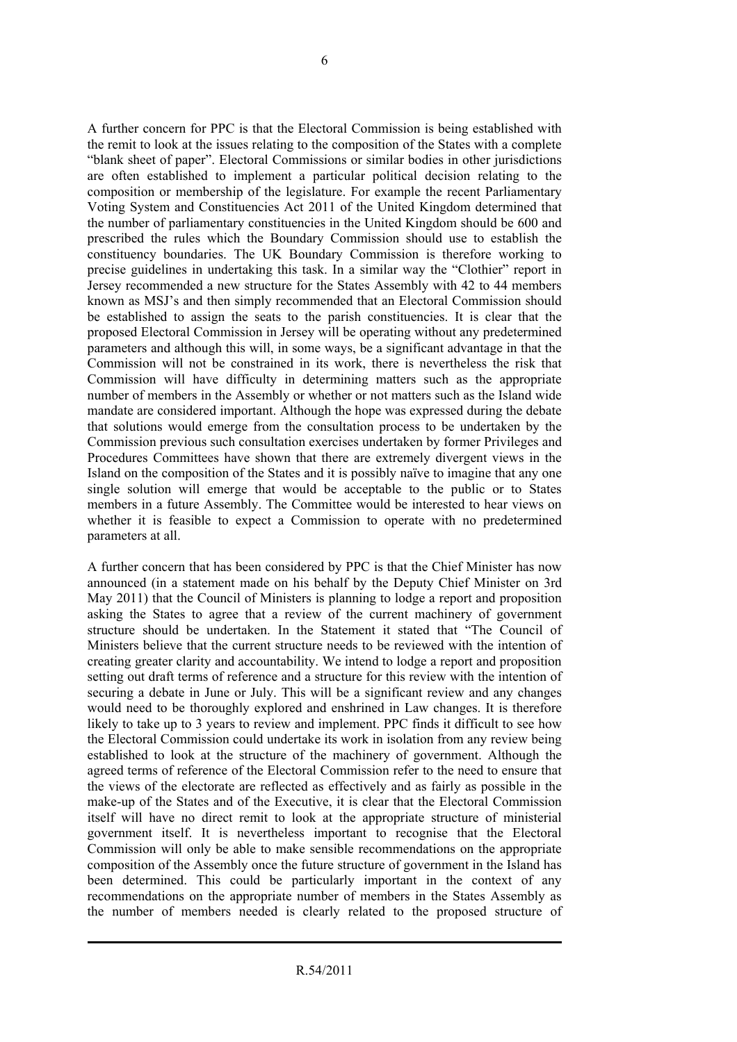A further concern for PPC is that the Electoral Commission is being established with the remit to look at the issues relating to the composition of the States with a complete "blank sheet of paper". Electoral Commissions or similar bodies in other jurisdictions are often established to implement a particular political decision relating to the composition or membership of the legislature. For example the recent Parliamentary Voting System and Constituencies Act 2011 of the United Kingdom determined that the number of parliamentary constituencies in the United Kingdom should be 600 and prescribed the rules which the Boundary Commission should use to establish the constituency boundaries. The UK Boundary Commission is therefore working to precise guidelines in undertaking this task. In a similar way the "Clothier" report in Jersey recommended a new structure for the States Assembly with 42 to 44 members known as MSJ's and then simply recommended that an Electoral Commission should be established to assign the seats to the parish constituencies. It is clear that the proposed Electoral Commission in Jersey will be operating without any predetermined parameters and although this will, in some ways, be a significant advantage in that the Commission will not be constrained in its work, there is nevertheless the risk that Commission will have difficulty in determining matters such as the appropriate number of members in the Assembly or whether or not matters such as the Island wide mandate are considered important. Although the hope was expressed during the debate that solutions would emerge from the consultation process to be undertaken by the Commission previous such consultation exercises undertaken by former Privileges and Procedures Committees have shown that there are extremely divergent views in the Island on the composition of the States and it is possibly naïve to imagine that any one single solution will emerge that would be acceptable to the public or to States members in a future Assembly. The Committee would be interested to hear views on whether it is feasible to expect a Commission to operate with no predetermined parameters at all.

A further concern that has been considered by PPC is that the Chief Minister has now announced (in a statement made on his behalf by the Deputy Chief Minister on 3rd May 2011) that the Council of Ministers is planning to lodge a report and proposition asking the States to agree that a review of the current machinery of government structure should be undertaken. In the Statement it stated that "The Council of Ministers believe that the current structure needs to be reviewed with the intention of creating greater clarity and accountability. We intend to lodge a report and proposition setting out draft terms of reference and a structure for this review with the intention of securing a debate in June or July. This will be a significant review and any changes would need to be thoroughly explored and enshrined in Law changes. It is therefore likely to take up to 3 years to review and implement. PPC finds it difficult to see how the Electoral Commission could undertake its work in isolation from any review being established to look at the structure of the machinery of government. Although the agreed terms of reference of the Electoral Commission refer to the need to ensure that the views of the electorate are reflected as effectively and as fairly as possible in the make-up of the States and of the Executive, it is clear that the Electoral Commission itself will have no direct remit to look at the appropriate structure of ministerial government itself. It is nevertheless important to recognise that the Electoral Commission will only be able to make sensible recommendations on the appropriate composition of the Assembly once the future structure of government in the Island has been determined. This could be particularly important in the context of any recommendations on the appropriate number of members in the States Assembly as the number of members needed is clearly related to the proposed structure of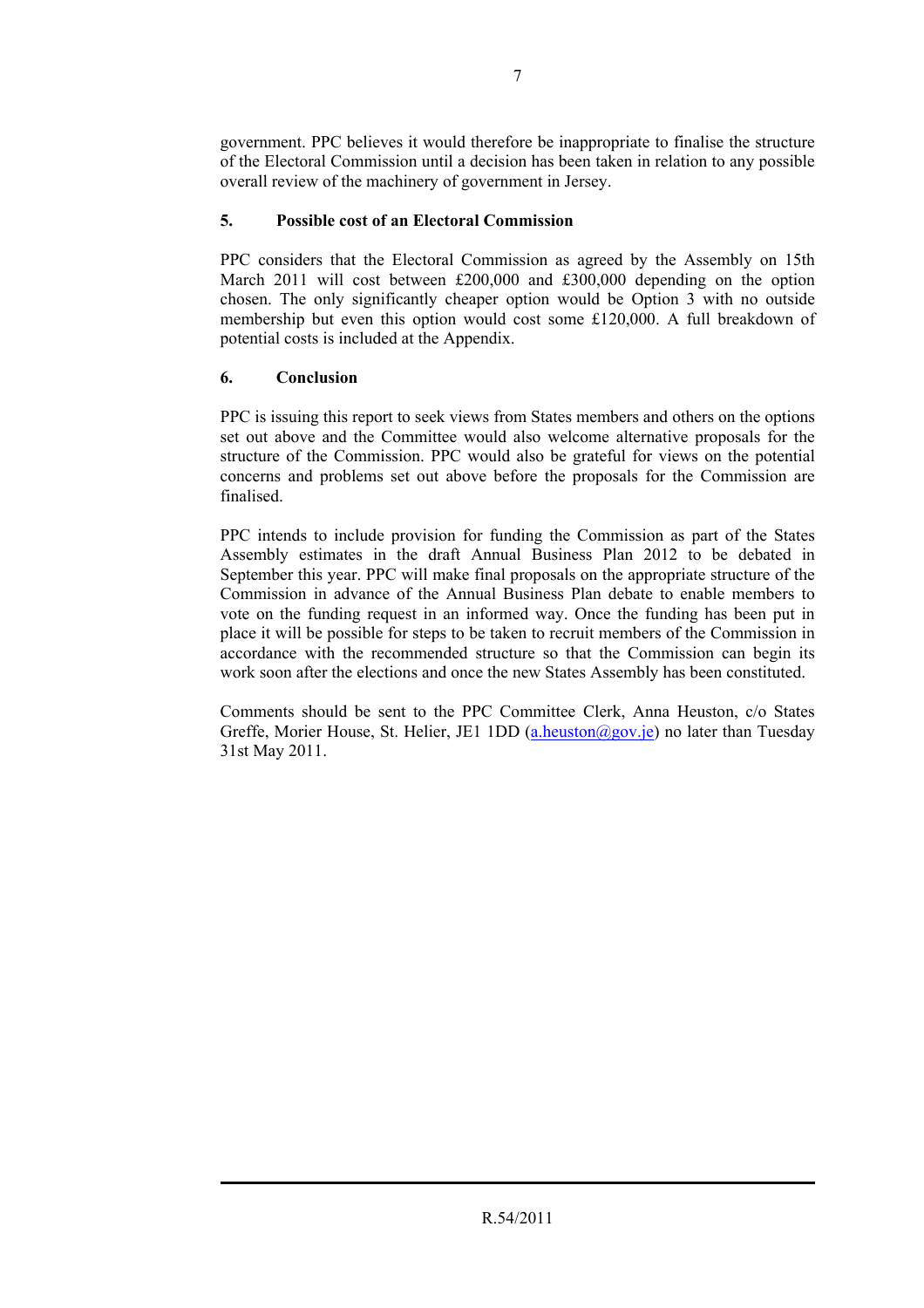government. PPC believes it would therefore be inappropriate to finalise the structure of the Electoral Commission until a decision has been taken in relation to any possible overall review of the machinery of government in Jersey.

## 5. Possible cost of an Electoral Commission

PPC considers that the Electoral Commission as agreed by the Assembly on 15th March 2011 will cost between £200,000 and £300,000 depending on the option chosen. The only significantly cheaper option would be Option 3 with no outside membership but even this option would cost some £120,000. A full breakdown of potential costs is included at the Appendix.

## 6. Conclusion

PPC is issuing this report to seek views from States members and others on the options set out above and the Committee would also welcome alternative proposals for the structure of the Commission. PPC would also be grateful for views on the potential concerns and problems set out above before the proposals for the Commission are finalised.

PPC intends to include provision for funding the Commission as part of the States Assembly estimates in the draft Annual Business Plan 2012 to be debated in September this year. PPC will make final proposals on the appropriate structure of the Commission in advance of the Annual Business Plan debate to enable members to vote on the funding request in an informed way. Once the funding has been put in place it will be possible for steps to be taken to recruit members of the Commission in accordance with the recommended structure so that the Commission can begin its work soon after the elections and once the new States Assembly has been constituted.

Comments should be sent to the PPC Committee Clerk, Anna Heuston, c/o States Greffe, Morier House, St. Helier, JE1 1DD (a.heuston@gov.je) no later than Tuesday 31st May 2011.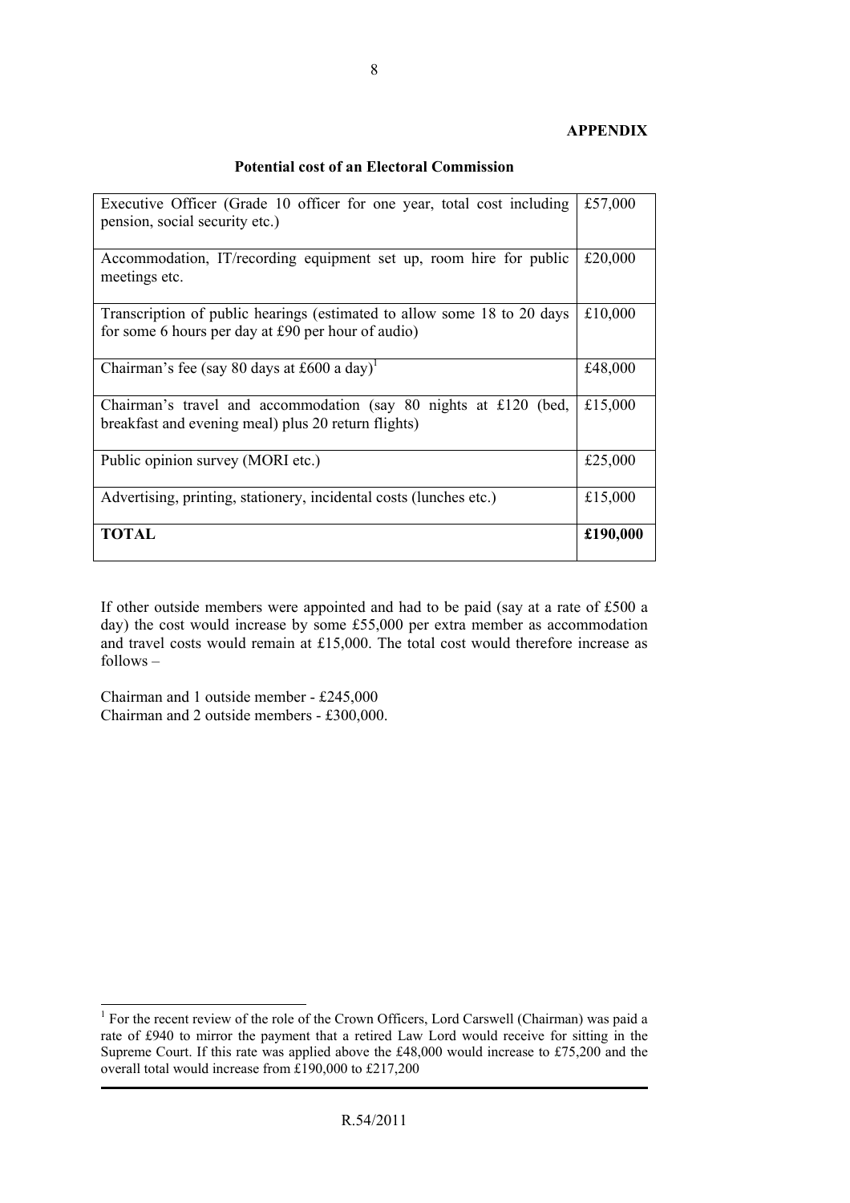**APPENDIX**

**Potential cost of an Electoral Commission**

| | |
|---|---|
| Executive Officer (Grade 10 officer for one year, total cost including pension, social security etc.) | £57,000 |
| Accommodation, IT/recording equipment set up, room hire for public meetings etc. | £20,000 |
| Transcription of public hearings (estimated to allow some 18 to 20 days for some 6 hours per day at £90 per hour of audio) | £10,000 |
| Chairman's fee (say 80 days at £600 a day)[1] | £48,000 |
| Chairman's travel and accommodation (say 80 nights at £120 (bed, breakfast and evening meal) plus 20 return flights) | £15,000 |
| Public opinion survey (MORI etc.) | £25,000 |
| Advertising, printing, stationery, incidental costs (lunches etc.) | £15,000 |
| **TOTAL** | **£190,000** |

If other outside members were appointed and had to be paid (say at a rate of £500 a day) the cost would increase by some £55,000 per extra member as accommodation and travel costs would remain at £15,000. The total cost would therefore increase as follows –

Chairman and 1 outside member - £245,000
Chairman and 2 outside members - £300,000.

[1] For the recent review of the role of the Crown Officers, Lord Carswell (Chairman) was paid a rate of £940 to mirror the payment that a retired Law Lord would receive for sitting in the Supreme Court. If this rate was applied above the £48,000 would increase to £75,200 and the overall total would increase from £190,000 to £217,200

R.54/2011